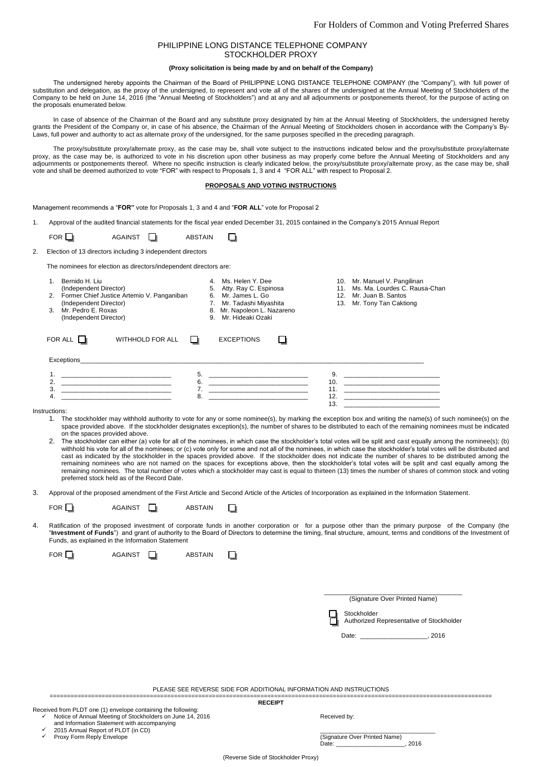For Holders of Common and Voting Preferred Shares

# PHILIPPINE LONG DISTANCE TELEPHONE COMPANY
## STOCKHOLDER PROXY

**(Proxy solicitation is being made by and on behalf of the Company)**

The undersigned hereby appoints the Chairman of the Board of PHILIPPINE LONG DISTANCE TELEPHONE COMPANY (the "Company"), with full power of substitution and delegation, as the proxy of the undersigned, to represent and vote all of the shares of the undersigned at the Annual Meeting of Stockholders of the Company to be held on June 14, 2016 (the "Annual Meeting of Stockholders") and at any and all adjournments or postponements thereof, for the purpose of acting on the proposals enumerated below.

In case of absence of the Chairman of the Board and any substitute proxy designated by him at the Annual Meeting of Stockholders, the undersigned hereby grants the President of the Company or, in case of his absence, the Chairman of the Annual Meeting of Stockholders chosen in accordance with the Company's By-Laws, full power and authority to act as alternate proxy of the undersigned, for the same purposes specified in the preceding paragraph.

The proxy/substitute proxy/alternate proxy, as the case may be, shall vote subject to the instructions indicated below and the proxy/substitute proxy/alternate proxy, as the case may be, is authorized to vote in his discretion upon other business as may properly come before the Annual Meeting of Stockholders and any adjournments or postponements thereof. Where no specific instruction is clearly indicated below, the proxy/substitute proxy/alternate proxy, as the case may be, shall vote and shall be deemed authorized to vote "FOR" with respect to Proposals 1, 3 and 4 "FOR ALL" with respect to Proposal 2.

**PROPOSALS AND VOTING INSTRUCTIONS**

Management recommends a "**FOR"** vote for Proposals 1, 3 and 4 and "**FOR ALL**" vote for Proposal 2

1. Approval of the audited financial statements for the fiscal year ended December 31, 2015 contained in the Company's 2015 Annual Report

   FOR ☐ AGAINST ☐ ABSTAIN ☐

2. Election of 13 directors including 3 independent directors

   The nominees for election as directors/independent directors are:

   1. Bernido H. Liu (Independent Director)
   2. Former Chief Justice Artemio V. Panganiban (Independent Director)
   3. Mr. Pedro E. Roxas (Independent Director)
   4. Ms. Helen Y. Dee
   5. Atty. Ray C. Espinosa
   6. Mr. James L. Go
   7. Mr. Tadashi Miyashita
   8. Mr. Napoleon L. Nazareno
   9. Mr. Hideaki Ozaki
   10. Mr. Manuel V. Pangilinan
   11. Ms. Ma. Lourdes C. Rausa-Chan
   12. Mr. Juan B. Santos
   13. Mr. Tony Tan Caktiong

   FOR ALL ☐ WITHHOLD FOR ALL ☐ EXCEPTIONS ☐

   Exceptions______________________________________________

   1. ____________ 5. ____________ 9. ____________
   2. ____________ 6. ____________ 10. ____________
   3. ____________ 7. ____________ 11. ____________
   4. ____________ 8. ____________ 12. ____________
   13. ____________

Instructions:

1. The stockholder may withhold authority to vote for any or some nominee(s), by marking the exception box and writing the name(s) of such nominee(s) on the space provided above. If the stockholder designates exception(s), the number of shares to be distributed to each of the remaining nominees must be indicated on the spaces provided above.
2. The stockholder can either (a) vote for all of the nominees, in which case the stockholder's total votes will be split and cast equally among the nominee(s); (b) withhold his vote for all of the nominees; or (c) vote only for some and not all of the nominees, in which case the stockholder's total votes will be distributed and cast as indicated by the stockholder in the spaces provided above. If the stockholder does not indicate the number of shares to be distributed among the remaining nominees who are not named on the spaces for exceptions above, then the stockholder's total votes will be split and cast equally among the remaining nominees. The total number of votes which a stockholder may cast is equal to thirteen (13) times the number of shares of common stock and voting preferred stock held as of the Record Date.

3. Approval of the proposed amendment of the First Article and Second Article of the Articles of Incorporation as explained in the Information Statement.

   FOR ☐ AGAINST ☐ ABSTAIN ☐

4. Ratification of the proposed investment of corporate funds in another corporation or for a purpose other than the primary purpose of the Company (the "**Investment of Funds**") and grant of authority to the Board of Directors to determine the timing, final structure, amount, terms and conditions of the Investment of Funds, as explained in the Information Statement

   FOR ☐ AGAINST ☐ ABSTAIN ☐

______________________________
(Signature Over Printed Name)

☐ Stockholder
☐ Authorized Representative of Stockholder

Date: ________________, 2016

PLEASE SEE REVERSE SIDE FOR ADDITIONAL INFORMATION AND INSTRUCTIONS

**RECEIPT**

Received from PLDT one (1) envelope containing the following:

- ✓ Notice of Annual Meeting of Stockholders on June 14, 2016 and Information Statement with accompanying
- ✓ 2015 Annual Report of PLDT (in CD)
- ✓ Proxy Form Reply Envelope

Received by:

______________________________
(Signature Over Printed Name)
Date: ________________, 2016

(Reverse Side of Stockholder Proxy)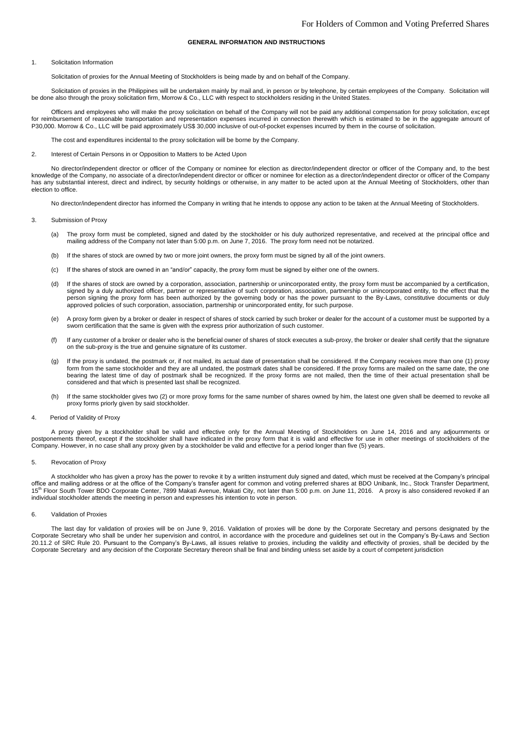For Holders of Common and Voting Preferred Shares

## GENERAL INFORMATION AND INSTRUCTIONS

### 1. Solicitation Information

Solicitation of proxies for the Annual Meeting of Stockholders is being made by and on behalf of the Company.

Solicitation of proxies in the Philippines will be undertaken mainly by mail and, in person or by telephone, by certain employees of the Company. Solicitation will be done also through the proxy solicitation firm, Morrow & Co., LLC with respect to stockholders residing in the United States.

Officers and employees who will make the proxy solicitation on behalf of the Company will not be paid any additional compensation for proxy solicitation, except for reimbursement of reasonable transportation and representation expenses incurred in connection therewith which is estimated to be in the aggregate amount of P30,000. Morrow & Co., LLC will be paid approximately US$ 30,000 inclusive of out-of-pocket expenses incurred by them in the course of solicitation.

The cost and expenditures incidental to the proxy solicitation will be borne by the Company.

### 2. Interest of Certain Persons in or Opposition to Matters to be Acted Upon

No director/independent director or officer of the Company or nominee for election as director/independent director or officer of the Company and, to the best knowledge of the Company, no associate of a director/independent director or officer or nominee for election as a director/independent director or officer of the Company has any substantial interest, direct and indirect, by security holdings or otherwise, in any matter to be acted upon at the Annual Meeting of Stockholders, other than election to office.

No director/independent director has informed the Company in writing that he intends to oppose any action to be taken at the Annual Meeting of Stockholders.

### 3. Submission of Proxy

(a) The proxy form must be completed, signed and dated by the stockholder or his duly authorized representative, and received at the principal office and mailing address of the Company not later than 5:00 p.m. on June 7, 2016. The proxy form need not be notarized.

(b) If the shares of stock are owned by two or more joint owners, the proxy form must be signed by all of the joint owners.

(c) If the shares of stock are owned in an "and/or" capacity, the proxy form must be signed by either one of the owners.

(d) If the shares of stock are owned by a corporation, association, partnership or unincorporated entity, the proxy form must be accompanied by a certification, signed by a duly authorized officer, partner or representative of such corporation, association, partnership or unincorporated entity, to the effect that the person signing the proxy form has been authorized by the governing body or has the power pursuant to the By-Laws, constitutive documents or duly approved policies of such corporation, association, partnership or unincorporated entity, for such purpose.

(e) A proxy form given by a broker or dealer in respect of shares of stock carried by such broker or dealer for the account of a customer must be supported by a sworn certification that the same is given with the express prior authorization of such customer.

(f) If any customer of a broker or dealer who is the beneficial owner of shares of stock executes a sub-proxy, the broker or dealer shall certify that the signature on the sub-proxy is the true and genuine signature of its customer.

(g) If the proxy is undated, the postmark or, if not mailed, its actual date of presentation shall be considered. If the Company receives more than one (1) proxy form from the same stockholder and they are all undated, the postmark dates shall be considered. If the proxy forms are mailed on the same date, the one bearing the latest time of day of postmark shall be recognized. If the proxy forms are not mailed, then the time of their actual presentation shall be considered and that which is presented last shall be recognized.

(h) If the same stockholder gives two (2) or more proxy forms for the same number of shares owned by him, the latest one given shall be deemed to revoke all proxy forms priorly given by said stockholder.

### 4. Period of Validity of Proxy

A proxy given by a stockholder shall be valid and effective only for the Annual Meeting of Stockholders on June 14, 2016 and any adjournments or postponements thereof, except if the stockholder shall have indicated in the proxy form that it is valid and effective for use in other meetings of stockholders of the Company. However, in no case shall any proxy given by a stockholder be valid and effective for a period longer than five (5) years.

### 5. Revocation of Proxy

A stockholder who has given a proxy has the power to revoke it by a written instrument duly signed and dated, which must be received at the Company's principal office and mailing address or at the office of the Company's transfer agent for common and voting preferred shares at BDO Unibank, Inc., Stock Transfer Department, 15th Floor South Tower BDO Corporate Center, 7899 Makati Avenue, Makati City, not later than 5:00 p.m. on June 11, 2016. A proxy is also considered revoked if an individual stockholder attends the meeting in person and expresses his intention to vote in person.

### 6. Validation of Proxies

The last day for validation of proxies will be on June 9, 2016. Validation of proxies will be done by the Corporate Secretary and persons designated by the Corporate Secretary who shall be under her supervision and control, in accordance with the procedure and guidelines set out in the Company's By-Laws and Section 20.11.2 of SRC Rule 20. Pursuant to the Company's By-Laws, all issues relative to proxies, including the validity and effectivity of proxies, shall be decided by the Corporate Secretary and any decision of the Corporate Secretary thereon shall be final and binding unless set aside by a court of competent jurisdiction